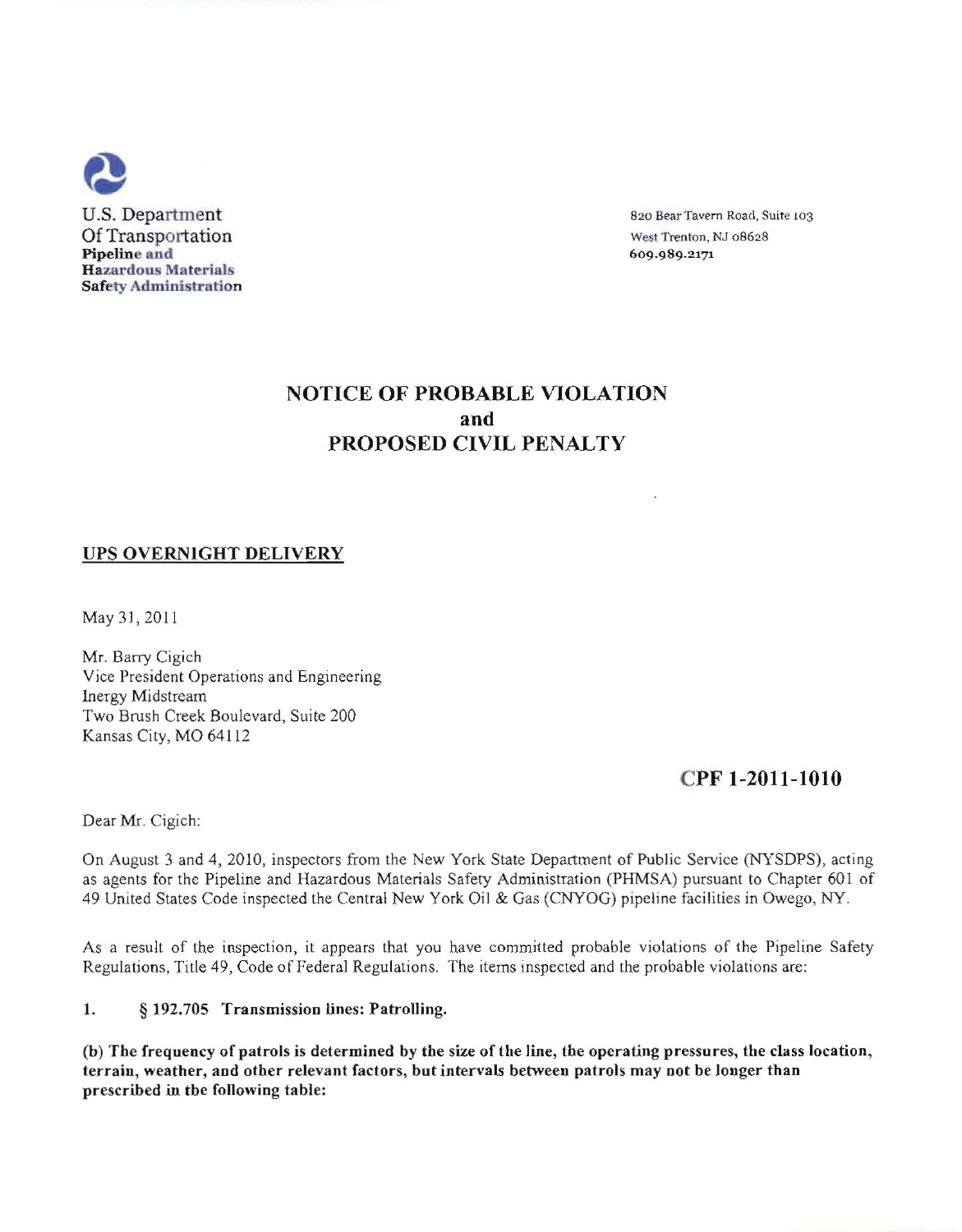U.S. Department
Of Transportation
**Pipeline and Hazardous Materials Safety Administration**

820 Bear Tavern Road, Suite 103
West Trenton, NJ 08628
609.989.2171

# NOTICE OF PROBABLE VIOLATION and PROPOSED CIVIL PENALTY

**UPS OVERNIGHT DELIVERY**

May 31, 2011

Mr. Barry Cigich
Vice President Operations and Engineering
Inergy Midstream
Two Brush Creek Boulevard, Suite 200
Kansas City, MO 64112

**CPF 1-2011-1010**

Dear Mr. Cigich:

On August 3 and 4, 2010, inspectors from the New York State Department of Public Service (NYSDPS), acting as agents for the Pipeline and Hazardous Materials Safety Administration (PHMSA) pursuant to Chapter 601 of 49 United States Code inspected the Central New York Oil & Gas (CNYOG) pipeline facilities in Owego, NY.

As a result of the inspection, it appears that you have committed probable violations of the Pipeline Safety Regulations, Title 49, Code of Federal Regulations. The items inspected and the probable violations are:

**1. § 192.705 Transmission lines: Patrolling.**

**(b) The frequency of patrols is determined by the size of the line, the operating pressures, the class location, terrain, weather, and other relevant factors, but intervals between patrols may not be longer than prescribed in the following table:**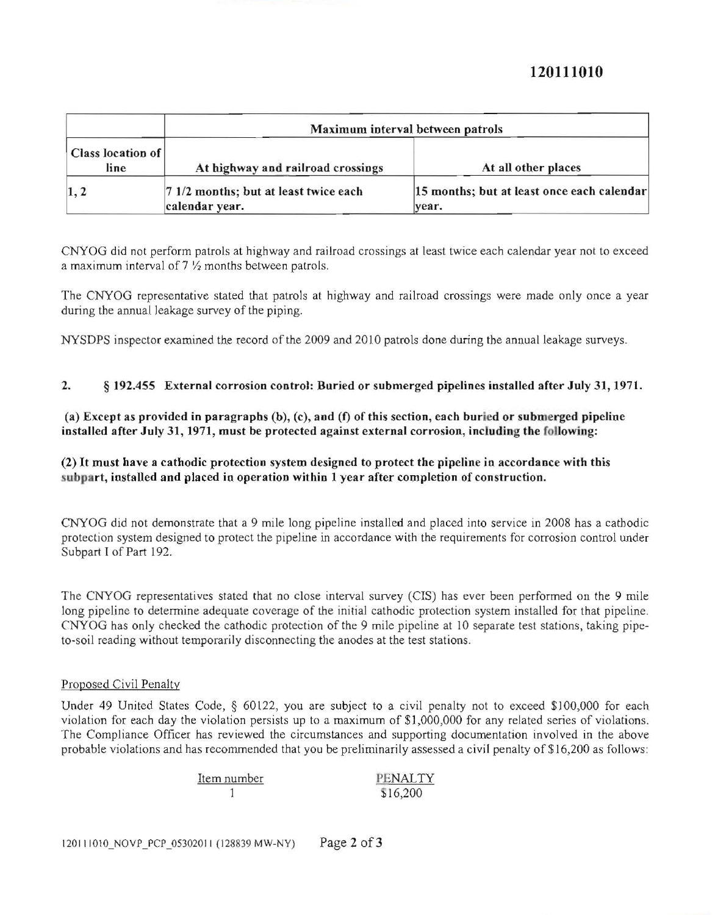| | Maximum interval between patrols | |
|---|---|---|
| Class location of line | At highway and railroad crossings | At all other places |
| 1, 2 | 7 1/2 months; but at least twice each calendar year. | 15 months; but at least once each calendar year. |

CNYOG did not perform patrols at highway and railroad crossings at least twice each calendar year not to exceed a maximum interval of 7 ½ months between patrols.

The CNYOG representative stated that patrols at highway and railroad crossings were made only once a year during the annual leakage survey of the piping.

NYSDPS inspector examined the record of the 2009 and 2010 patrols done during the annual leakage surveys.

**2. § 192.455 External corrosion control: Buried or submerged pipelines installed after July 31, 1971.**

**(a) Except as provided in paragraphs (b), (c), and (f) of this section, each buried or submerged pipeline installed after July 31, 1971, must be protected against external corrosion, including the following:**

**(2) It must have a cathodic protection system designed to protect the pipeline in accordance with this subpart, installed and placed in operation within 1 year after completion of construction.**

CNYOG did not demonstrate that a 9 mile long pipeline installed and placed into service in 2008 has a cathodic protection system designed to protect the pipeline in accordance with the requirements for corrosion control under Subpart I of Part 192.

The CNYOG representatives stated that no close interval survey (CIS) has ever been performed on the 9 mile long pipeline to determine adequate coverage of the initial cathodic protection system installed for that pipeline. CNYOG has only checked the cathodic protection of the 9 mile pipeline at 10 separate test stations, taking pipe-to-soil reading without temporarily disconnecting the anodes at the test stations.

Proposed Civil Penalty

Under 49 United States Code, § 60122, you are subject to a civil penalty not to exceed $100,000 for each violation for each day the violation persists up to a maximum of $1,000,000 for any related series of violations. The Compliance Officer has reviewed the circumstances and supporting documentation involved in the above probable violations and has recommended that you be preliminarily assessed a civil penalty of $16,200 as follows:

| Item number | PENALTY |
|---|---|
| 1 | $16,200 |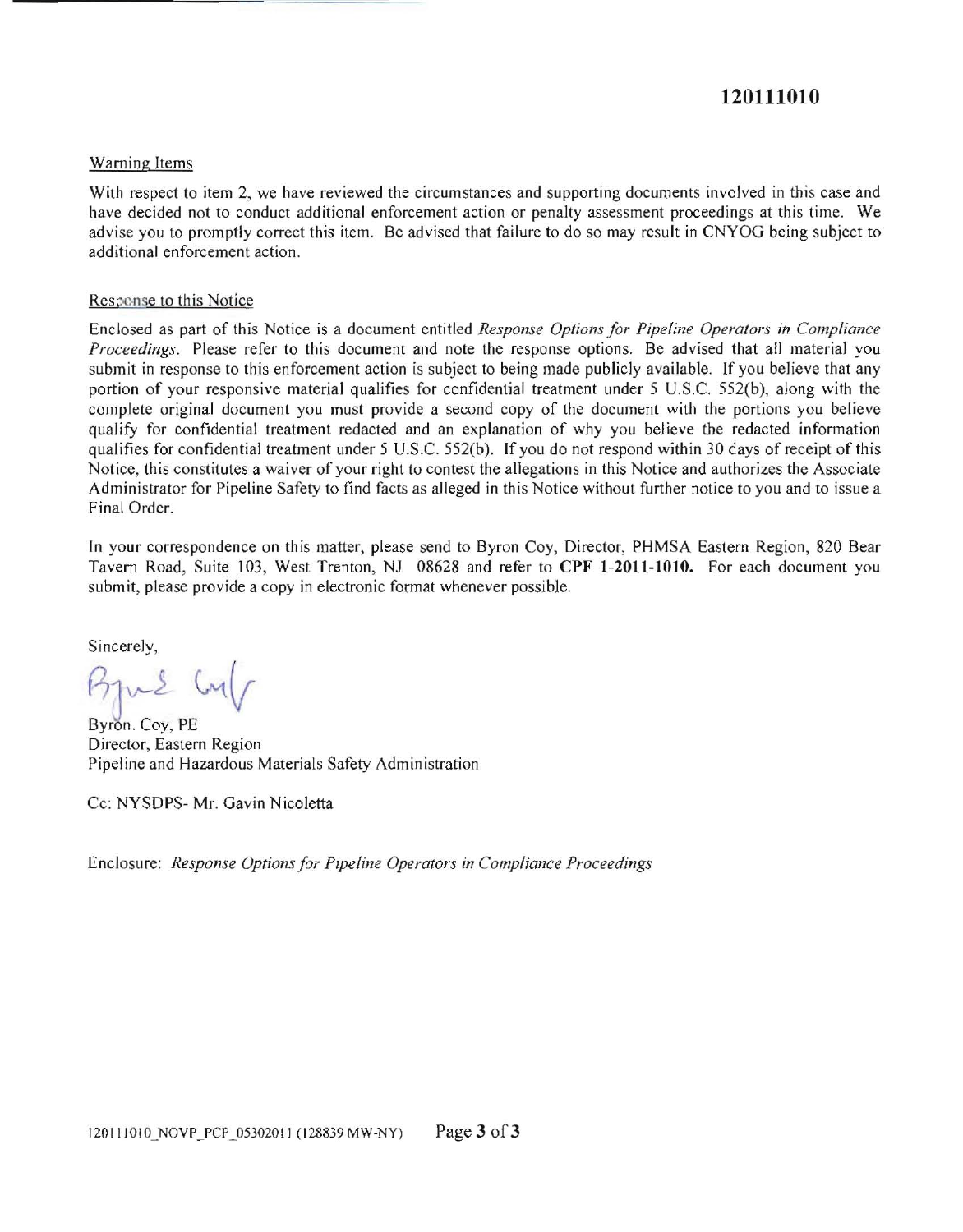**120111010**

Warning Items

With respect to item 2, we have reviewed the circumstances and supporting documents involved in this case and have decided not to conduct additional enforcement action or penalty assessment proceedings at this time. We advise you to promptly correct this item. Be advised that failure to do so may result in CNYOG being subject to additional enforcement action.

Response to this Notice

Enclosed as part of this Notice is a document entitled *Response Options for Pipeline Operators in Compliance Proceedings*. Please refer to this document and note the response options. Be advised that all material you submit in response to this enforcement action is subject to being made publicly available. If you believe that any portion of your responsive material qualifies for confidential treatment under 5 U.S.C. 552(b), along with the complete original document you must provide a second copy of the document with the portions you believe qualify for confidential treatment redacted and an explanation of why you believe the redacted information qualifies for confidential treatment under 5 U.S.C. 552(b). If you do not respond within 30 days of receipt of this Notice, this constitutes a waiver of your right to contest the allegations in this Notice and authorizes the Associate Administrator for Pipeline Safety to find facts as alleged in this Notice without further notice to you and to issue a Final Order.

In your correspondence on this matter, please send to Byron Coy, Director, PHMSA Eastern Region, 820 Bear Tavern Road, Suite 103, West Trenton, NJ 08628 and refer to **CPF 1-2011-1010.** For each document you submit, please provide a copy in electronic format whenever possible.

Sincerely,

Byron. Coy, PE
Director, Eastern Region
Pipeline and Hazardous Materials Safety Administration

Cc: NYSDPS- Mr. Gavin Nicoletta

Enclosure: *Response Options for Pipeline Operators in Compliance Proceedings*

120111010_NOVP_PCP_05302011 (128839 MW-NY)